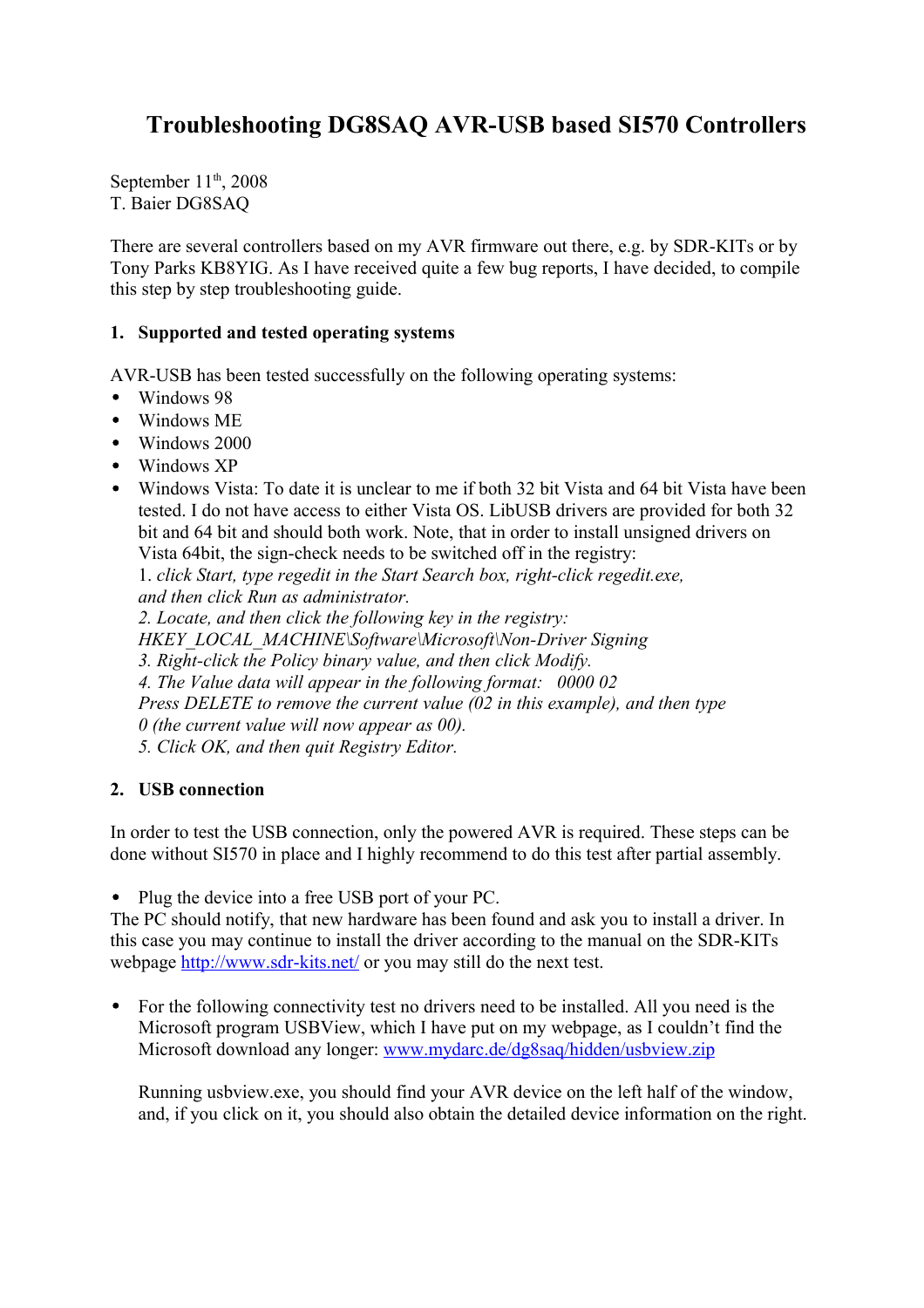# Troubleshooting DG8SAQ AVR-USB based SI570 Controllers

September 11th, 2008
T. Baier DG8SAQ

There are several controllers based on my AVR firmware out there, e.g. by SDR-KITs or by Tony Parks KB8YIG. As I have received quite a few bug reports, I have decided, to compile this step by step troubleshooting guide.

## 1. Supported and tested operating systems

AVR-USB has been tested successfully on the following operating systems:

- Windows 98
- Windows ME
- Windows 2000
- Windows XP
- Windows Vista: To date it is unclear to me if both 32 bit Vista and 64 bit Vista have been tested. I do not have access to either Vista OS. LibUSB drivers are provided for both 32 bit and 64 bit and should both work. Note, that in order to install unsigned drivers on Vista 64bit, the sign-check needs to be switched off in the registry:
  1. *click Start, type regedit in the Start Search box, right-click regedit.exe, and then click Run as administrator.*
  2. *Locate, and then click the following key in the registry: HKEY_LOCAL_MACHINE\Software\Microsoft\Non-Driver Signing*
  3. *Right-click the Policy binary value, and then click Modify.*
  4. *The Value data will appear in the following format: 0000 02 Press DELETE to remove the current value (02 in this example), and then type 0 (the current value will now appear as 00).*
  5. *Click OK, and then quit Registry Editor.*

## 2. USB connection

In order to test the USB connection, only the powered AVR is required. These steps can be done without SI570 in place and I highly recommend to do this test after partial assembly.

- Plug the device into a free USB port of your PC.

The PC should notify, that new hardware has been found and ask you to install a driver. In this case you may continue to install the driver according to the manual on the SDR-KITs webpage [http://www.sdr-kits.net/](http://www.sdr-kits.net/) or you may still do the next test.

- For the following connectivity test no drivers need to be installed. All you need is the Microsoft program USBView, which I have put on my webpage, as I couldn't find the Microsoft download any longer: [www.mydarc.de/dg8saq/hidden/usbview.zip](www.mydarc.de/dg8saq/hidden/usbview.zip)

  Running usbview.exe, you should find your AVR device on the left half of the window, and, if you click on it, you should also obtain the detailed device information on the right.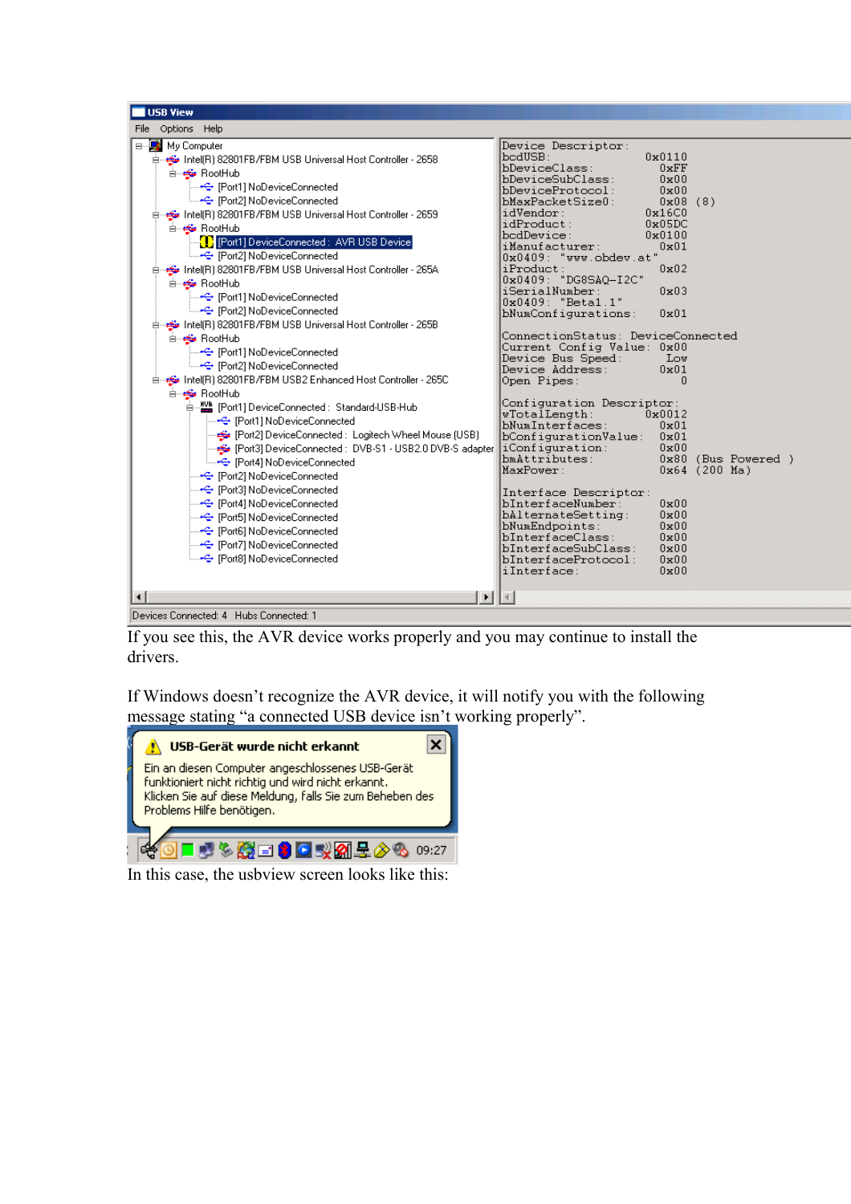If you see this, the AVR device works properly and you may continue to install the drivers.

If Windows doesn't recognize the AVR device, it will notify you with the following message stating "a connected USB device isn't working properly".

In this case, the usbview screen looks like this: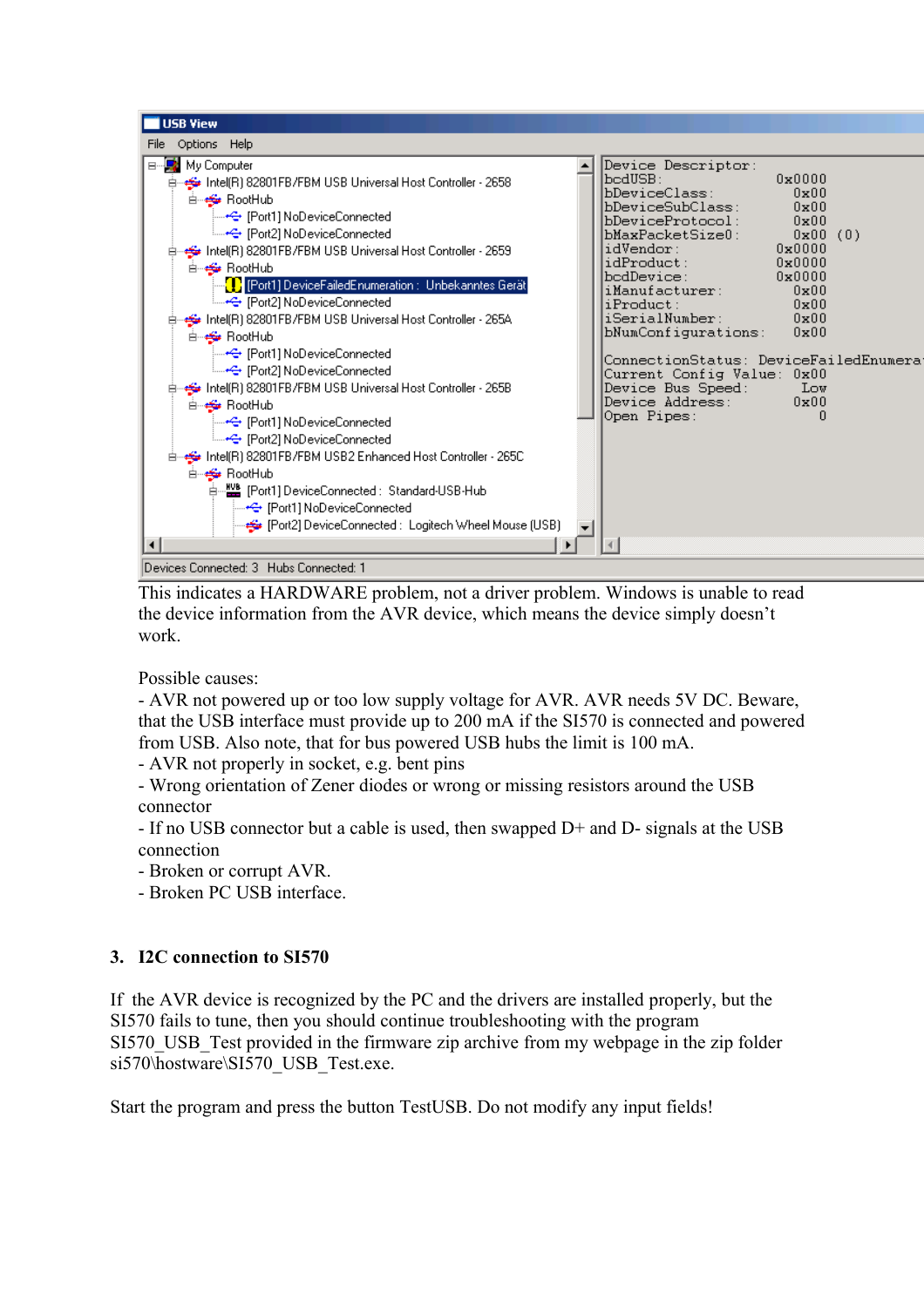This indicates a HARDWARE problem, not a driver problem. Windows is unable to read the device information from the AVR device, which means the device simply doesn't work.

Possible causes:

- AVR not powered up or too low supply voltage for AVR. AVR needs 5V DC. Beware, that the USB interface must provide up to 200 mA if the SI570 is connected and powered from USB. Also note, that for bus powered USB hubs the limit is 100 mA.
- AVR not properly in socket, e.g. bent pins
- Wrong orientation of Zener diodes or wrong or missing resistors around the USB connector
- If no USB connector but a cable is used, then swapped D+ and D- signals at the USB connection
- Broken or corrupt AVR.
- Broken PC USB interface.

## 3. I2C connection to SI570

If the AVR device is recognized by the PC and the drivers are installed properly, but the SI570 fails to tune, then you should continue troubleshooting with the program SI570_USB_Test provided in the firmware zip archive from my webpage in the zip folder si570\hostware\SI570_USB_Test.exe.

Start the program and press the button TestUSB. Do not modify any input fields!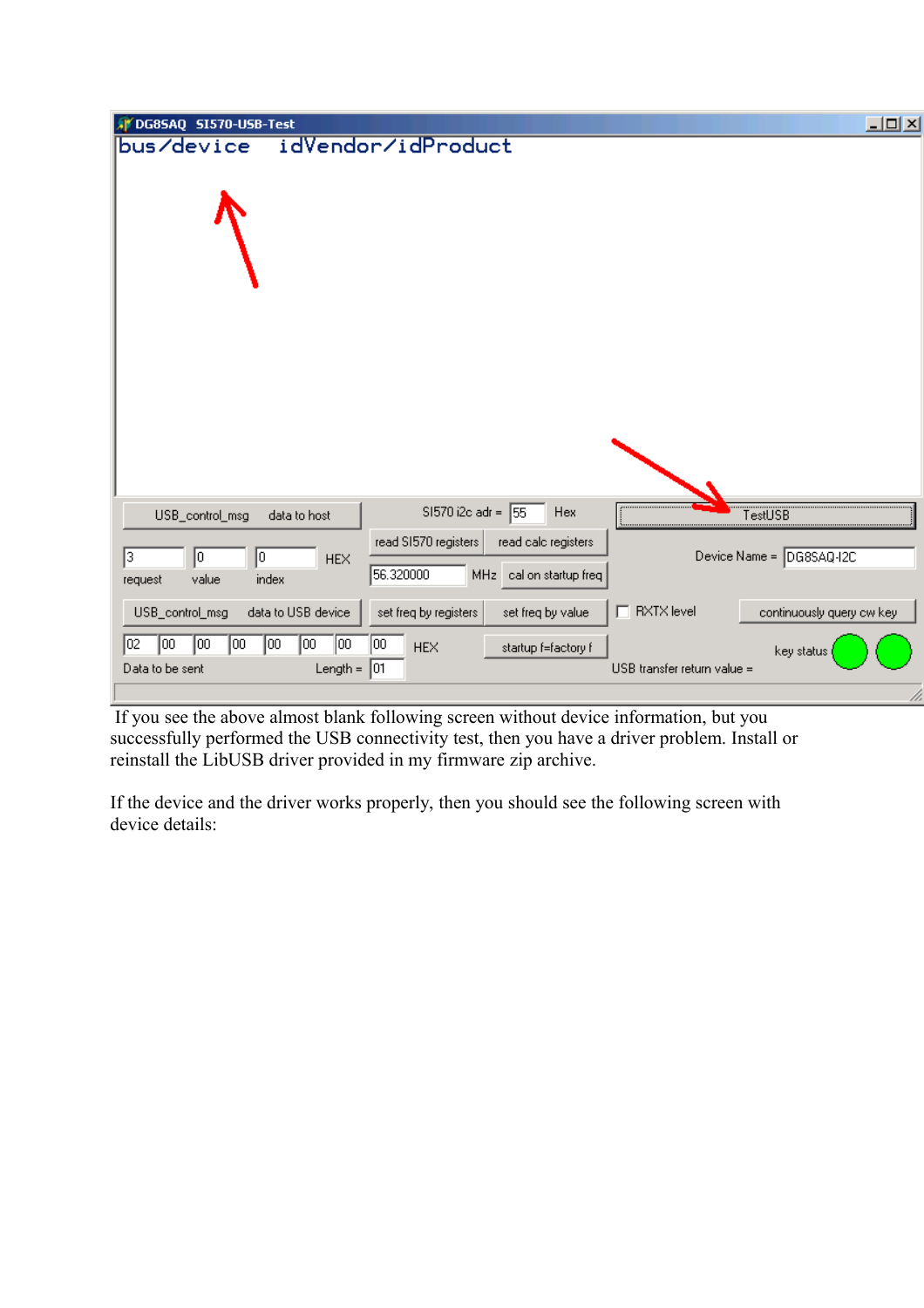If you see the above almost blank following screen without device information, but you successfully performed the USB connectivity test, then you have a driver problem. Install or reinstall the LibUSB driver provided in my firmware zip archive.

If the device and the driver works properly, then you should see the following screen with device details: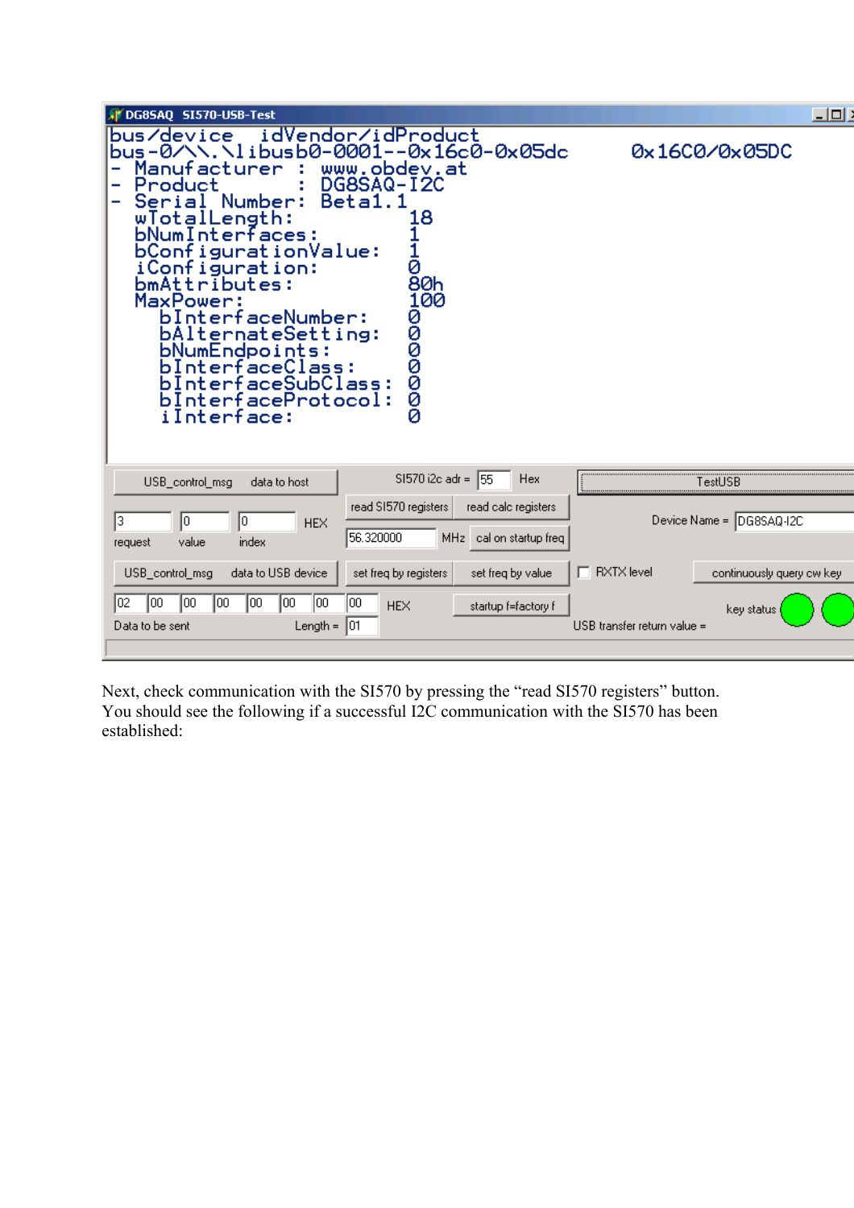```
DG8SAQ  SI570-USB-Test
bus/device   idVendor/idProduct
bus-0/\\.\libusb0-0001--0x16c0-0x05dc      0x16C0/0x05DC
- Manufacturer : www.obdev.at
- Product      : DG8SAQ-I2C
- Serial Number: Beta1.1
  wTotalLength:          18
  bNumInterfaces:        1
  bConfigurationValue:   1
  iConfiguration:        0
  bmAttributes:          80h
  MaxPower:              100
    bInterfaceNumber:    0
    bAlternateSetting:   0
    bNumEndpoints:       0
    bInterfaceClass:     0
    bInterfaceSubClass:  0
    bInterfaceProtocol:  0
    iInterface:          0
```

USB_control_msg data to host | SI570 i2c adr = 55 Hex | TestUSB

3 request | 0 value | 0 index | HEX | read SI570 registers | read calc registers | Device Name = DG8SAQ-I2C

56.320000 MHz | cal on startup freq

USB_control_msg data to USB device | set freq by registers | set freq by value | RXTX level | continuously query cw key

02 00 00 00 00 00 00 00 HEX | startup f=factory f | key status

Data to be sent | Length = 01 | USB transfer return value =

Next, check communication with the SI570 by pressing the "read SI570 registers" button. You should see the following if a successful I2C communication with the SI570 has been established: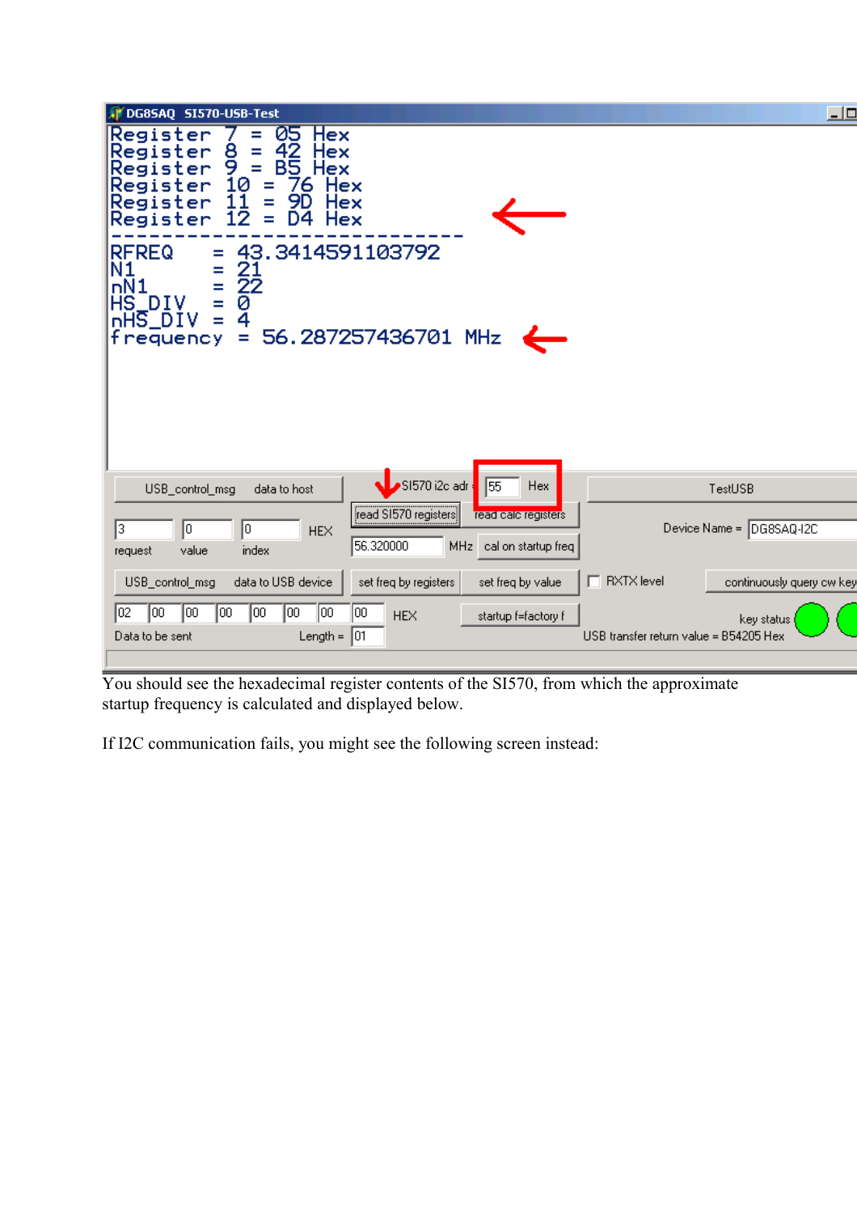You should see the hexadecimal register contents of the SI570, from which the approximate startup frequency is calculated and displayed below.

If I2C communication fails, you might see the following screen instead: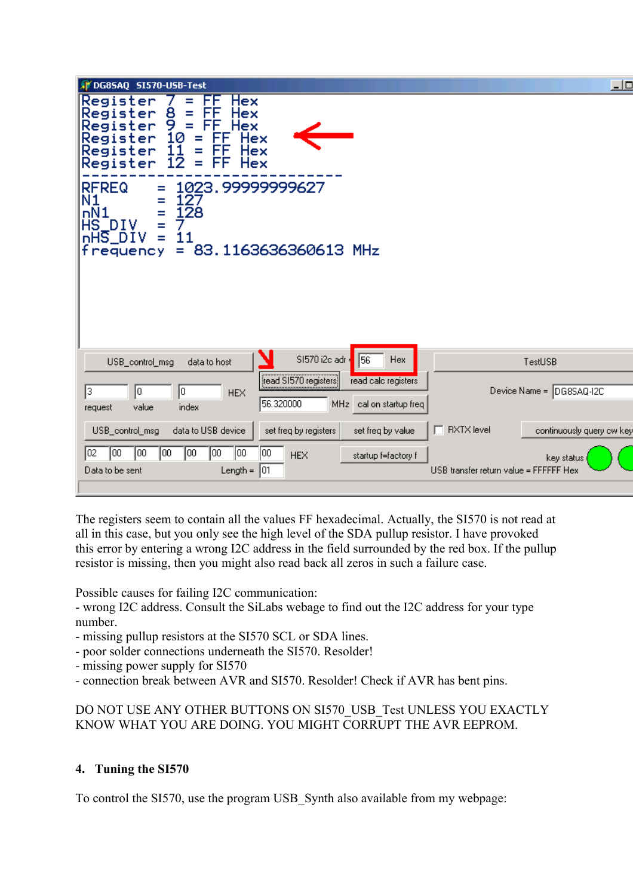The registers seem to contain all the values FF hexadecimal. Actually, the SI570 is not read at all in this case, but you only see the high level of the SDA pullup resistor. I have provoked this error by entering a wrong I2C address in the field surrounded by the red box. If the pullup resistor is missing, then you might also read back all zeros in such a failure case.

Possible causes for failing I2C communication:

- wrong I2C address. Consult the SiLabs webage to find out the I2C address for your type number.
- missing pullup resistors at the SI570 SCL or SDA lines.
- poor solder connections underneath the SI570. Resolder!
- missing power supply for SI570
- connection break between AVR and SI570. Resolder! Check if AVR has bent pins.

DO NOT USE ANY OTHER BUTTONS ON SI570_USB_Test UNLESS YOU EXACTLY KNOW WHAT YOU ARE DOING. YOU MIGHT CORRUPT THE AVR EEPROM.

## 4. Tuning the SI570

To control the SI570, use the program USB_Synth also available from my webpage: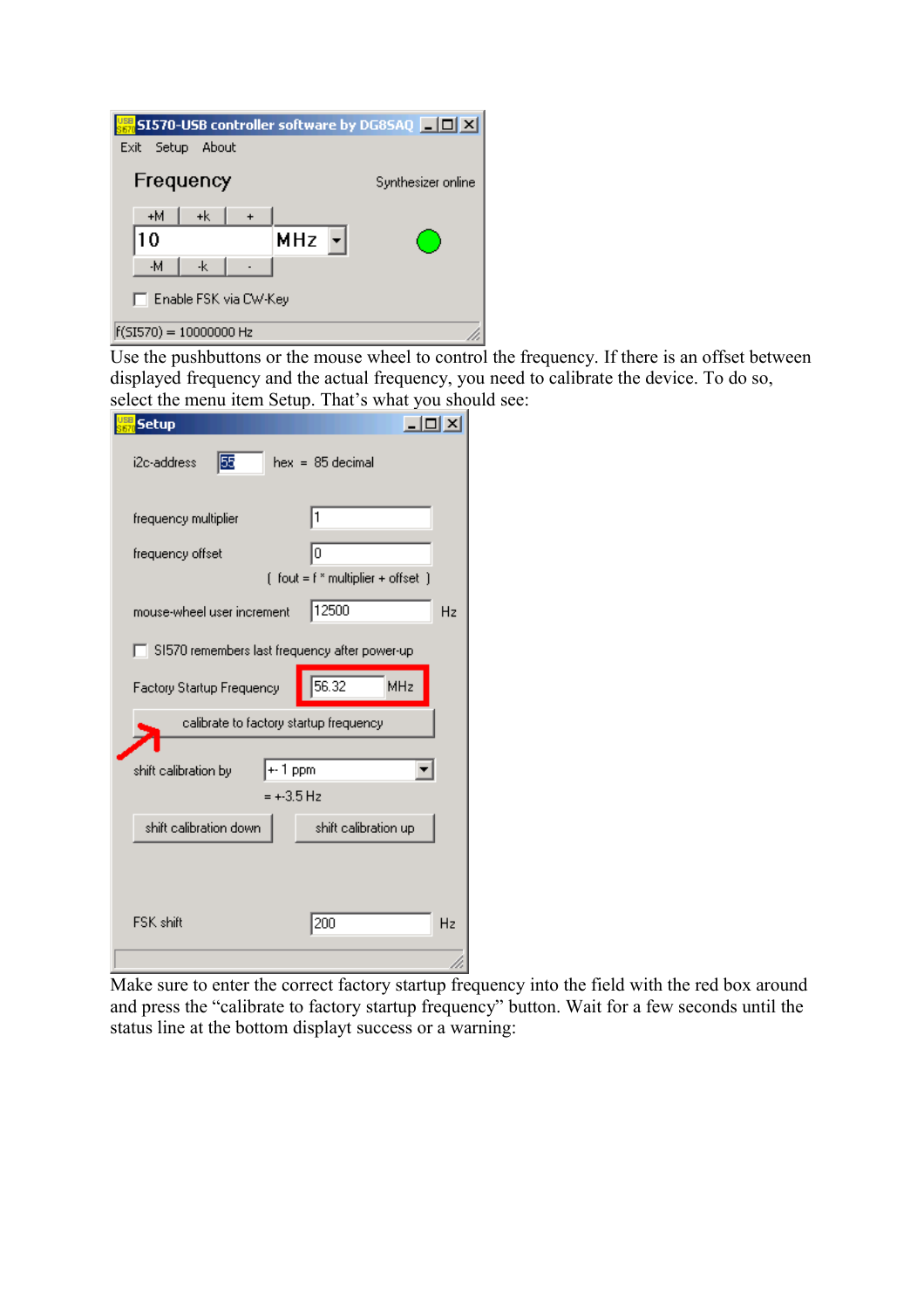Use the pushbuttons or the mouse wheel to control the frequency. If there is an offset between displayed frequency and the actual frequency, you need to calibrate the device. To do so, select the menu item Setup. That's what you should see:

Make sure to enter the correct factory startup frequency into the field with the red box around and press the "calibrate to factory startup frequency" button. Wait for a few seconds until the status line at the bottom displayt success or a warning: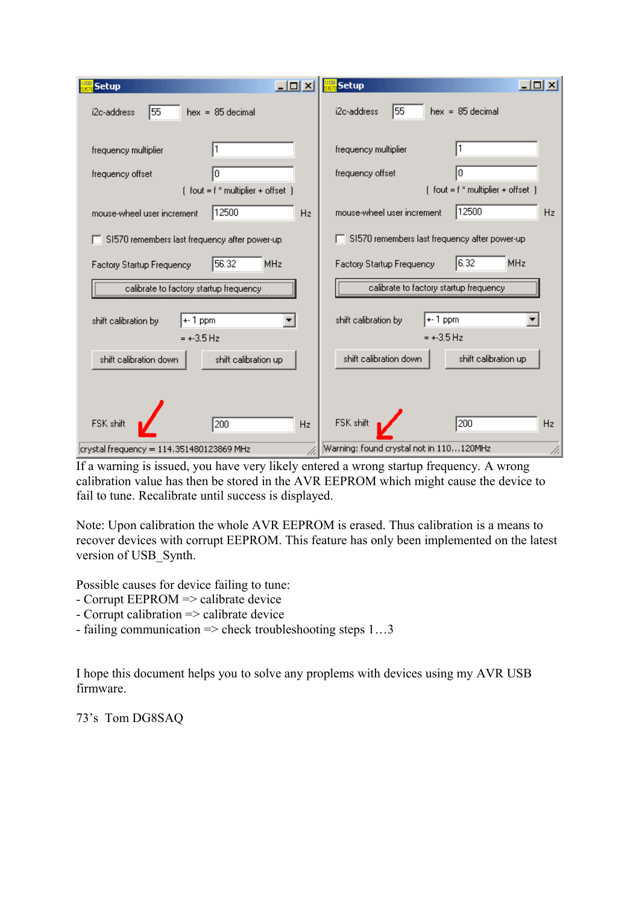If a warning is issued, you have very likely entered a wrong startup frequency. A wrong calibration value has then be stored in the AVR EEPROM which might cause the device to fail to tune. Recalibrate until success is displayed.

Note: Upon calibration the whole AVR EEPROM is erased. Thus calibration is a means to recover devices with corrupt EEPROM. This feature has only been implemented on the latest version of USB_Synth.

Possible causes for device failing to tune:
- Corrupt EEPROM => calibrate device
- Corrupt calibration => calibrate device
- failing communication => check troubleshooting steps 1…3

I hope this document helps you to solve any proplems with devices using my AVR USB firmware.

73's Tom DG8SAQ